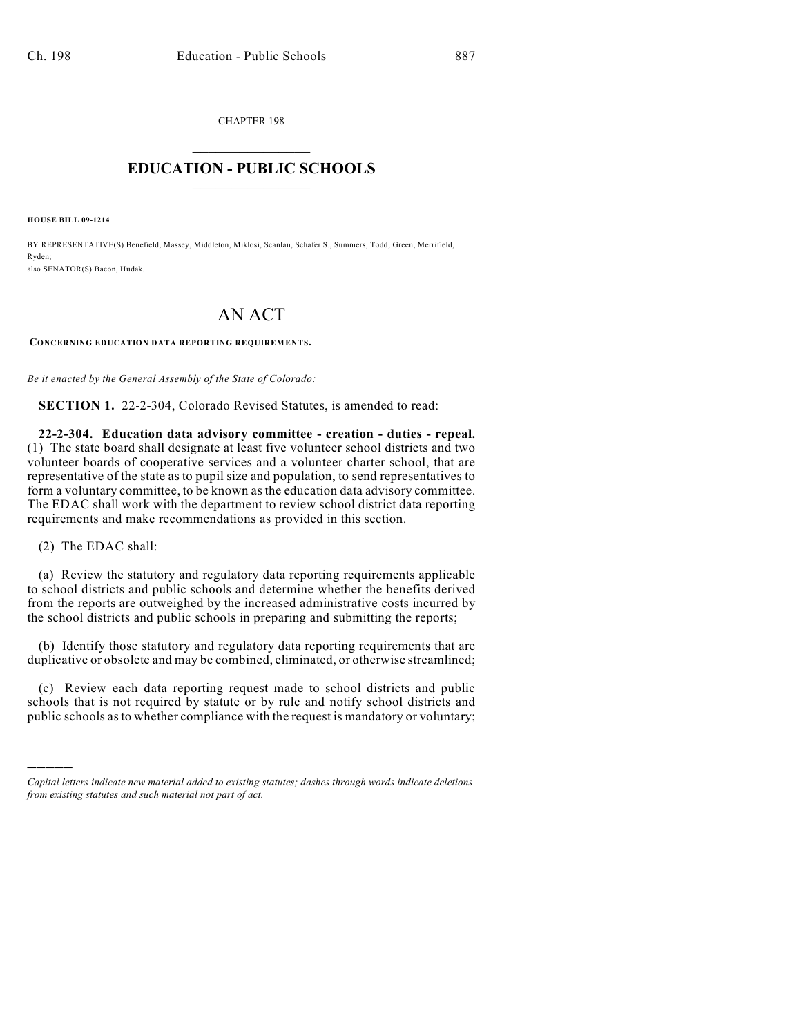CHAPTER 198

# EDUCATION - PUBLIC SCHOOLS

**HOUSE BILL 09-1214**

BY REPRESENTATIVE(S) Benefield, Massey, Middleton, Miklosi, Scanlan, Schafer S., Summers, Todd, Green, Merrifield, Ryden;
also SENATOR(S) Bacon, Hudak.

# AN ACT

**CONCERNING EDUCATION DATA REPORTING REQUIREMENTS.**

*Be it enacted by the General Assembly of the State of Colorado:*

**SECTION 1.** 22-2-304, Colorado Revised Statutes, is amended to read:

**22-2-304. Education data advisory committee - creation - duties - repeal.** (1) The state board shall designate at least five volunteer school districts and two volunteer boards of cooperative services and a volunteer charter school, that are representative of the state as to pupil size and population, to send representatives to form a voluntary committee, to be known as the education data advisory committee. The EDAC shall work with the department to review school district data reporting requirements and make recommendations as provided in this section.

(2) The EDAC shall:

(a) Review the statutory and regulatory data reporting requirements applicable to school districts and public schools and determine whether the benefits derived from the reports are outweighed by the increased administrative costs incurred by the school districts and public schools in preparing and submitting the reports;

(b) Identify those statutory and regulatory data reporting requirements that are duplicative or obsolete and may be combined, eliminated, or otherwise streamlined;

(c) Review each data reporting request made to school districts and public schools that is not required by statute or by rule and notify school districts and public schools as to whether compliance with the request is mandatory or voluntary;

*Capital letters indicate new material added to existing statutes; dashes through words indicate deletions from existing statutes and such material not part of act.*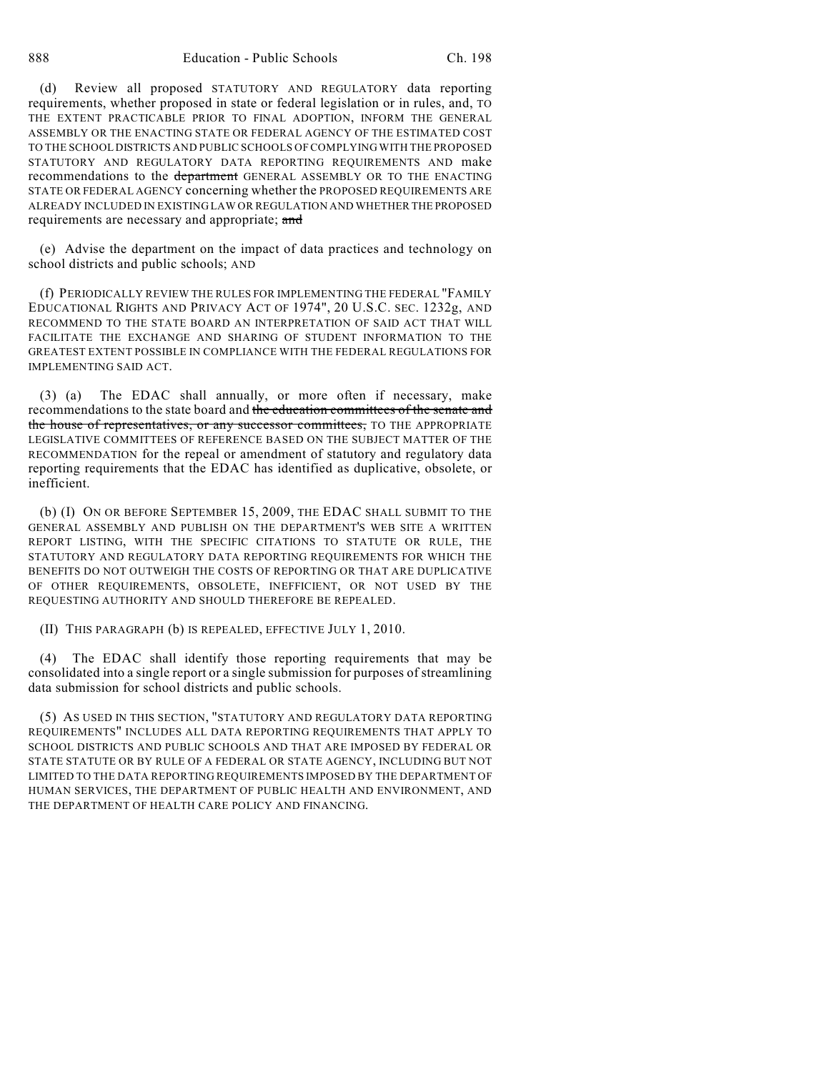(d) Review all proposed STATUTORY AND REGULATORY data reporting requirements, whether proposed in state or federal legislation or in rules, and, TO THE EXTENT PRACTICABLE PRIOR TO FINAL ADOPTION, INFORM THE GENERAL ASSEMBLY OR THE ENACTING STATE OR FEDERAL AGENCY OF THE ESTIMATED COST TO THE SCHOOL DISTRICTS AND PUBLIC SCHOOLS OF COMPLYING WITH THE PROPOSED STATUTORY AND REGULATORY DATA REPORTING REQUIREMENTS AND make recommendations to the ~~department~~ GENERAL ASSEMBLY OR TO THE ENACTING STATE OR FEDERAL AGENCY concerning whether the PROPOSED REQUIREMENTS ARE ALREADY INCLUDED IN EXISTING LAW OR REGULATION AND WHETHER THE PROPOSED requirements are necessary and appropriate; ~~and~~

(e) Advise the department on the impact of data practices and technology on school districts and public schools; AND

(f) PERIODICALLY REVIEW THE RULES FOR IMPLEMENTING THE FEDERAL "FAMILY EDUCATIONAL RIGHTS AND PRIVACY ACT OF 1974", 20 U.S.C. SEC. 1232g, AND RECOMMEND TO THE STATE BOARD AN INTERPRETATION OF SAID ACT THAT WILL FACILITATE THE EXCHANGE AND SHARING OF STUDENT INFORMATION TO THE GREATEST EXTENT POSSIBLE IN COMPLIANCE WITH THE FEDERAL REGULATIONS FOR IMPLEMENTING SAID ACT.

(3) (a) The EDAC shall annually, or more often if necessary, make recommendations to the state board and ~~the education committees of the senate and the house of representatives, or any successor committees,~~ TO THE APPROPRIATE LEGISLATIVE COMMITTEES OF REFERENCE BASED ON THE SUBJECT MATTER OF THE RECOMMENDATION for the repeal or amendment of statutory and regulatory data reporting requirements that the EDAC has identified as duplicative, obsolete, or inefficient.

(b) (I) ON OR BEFORE SEPTEMBER 15, 2009, THE EDAC SHALL SUBMIT TO THE GENERAL ASSEMBLY AND PUBLISH ON THE DEPARTMENT'S WEB SITE A WRITTEN REPORT LISTING, WITH THE SPECIFIC CITATIONS TO STATUTE OR RULE, THE STATUTORY AND REGULATORY DATA REPORTING REQUIREMENTS FOR WHICH THE BENEFITS DO NOT OUTWEIGH THE COSTS OF REPORTING OR THAT ARE DUPLICATIVE OF OTHER REQUIREMENTS, OBSOLETE, INEFFICIENT, OR NOT USED BY THE REQUESTING AUTHORITY AND SHOULD THEREFORE BE REPEALED.

(II) THIS PARAGRAPH (b) IS REPEALED, EFFECTIVE JULY 1, 2010.

(4) The EDAC shall identify those reporting requirements that may be consolidated into a single report or a single submission for purposes of streamlining data submission for school districts and public schools.

(5) AS USED IN THIS SECTION, "STATUTORY AND REGULATORY DATA REPORTING REQUIREMENTS" INCLUDES ALL DATA REPORTING REQUIREMENTS THAT APPLY TO SCHOOL DISTRICTS AND PUBLIC SCHOOLS AND THAT ARE IMPOSED BY FEDERAL OR STATE STATUTE OR BY RULE OF A FEDERAL OR STATE AGENCY, INCLUDING BUT NOT LIMITED TO THE DATA REPORTING REQUIREMENTS IMPOSED BY THE DEPARTMENT OF HUMAN SERVICES, THE DEPARTMENT OF PUBLIC HEALTH AND ENVIRONMENT, AND THE DEPARTMENT OF HEALTH CARE POLICY AND FINANCING.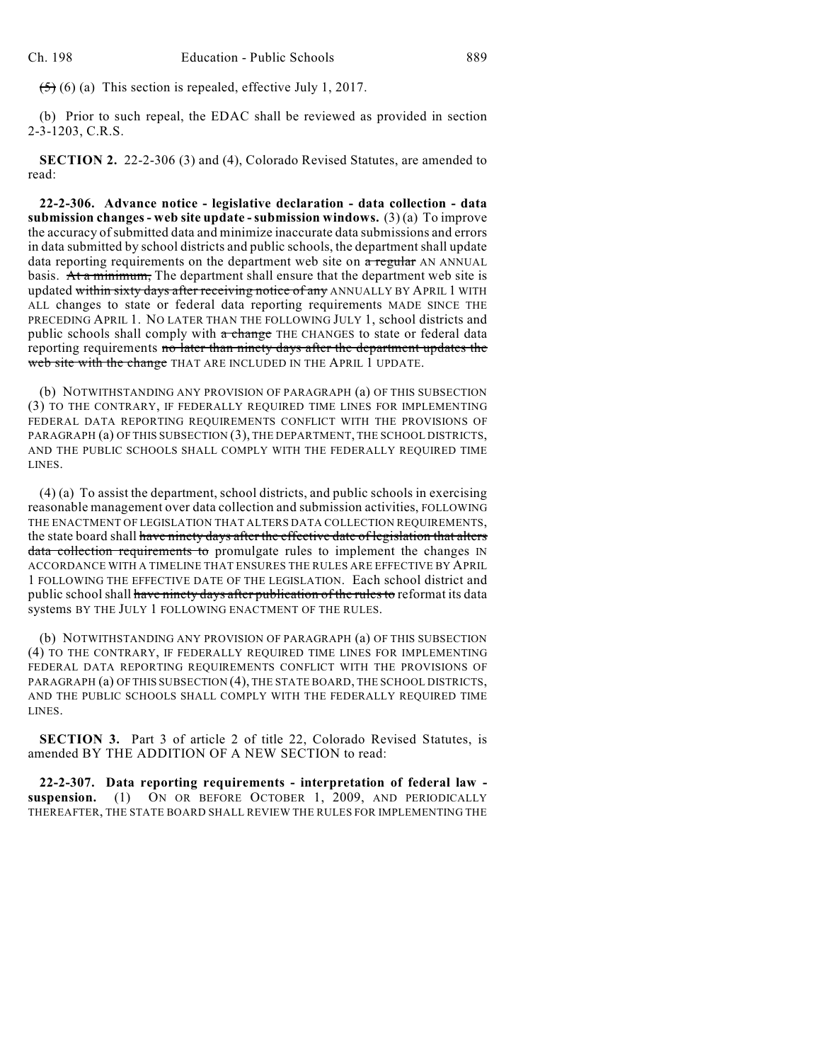~~(5)~~ (6) (a) This section is repealed, effective July 1, 2017.

(b) Prior to such repeal, the EDAC shall be reviewed as provided in section 2-3-1203, C.R.S.

**SECTION 2.** 22-2-306 (3) and (4), Colorado Revised Statutes, are amended to read:

**22-2-306. Advance notice - legislative declaration - data collection - data submission changes - web site update - submission windows.** (3) (a) To improve the accuracy of submitted data and minimize inaccurate data submissions and errors in data submitted by school districts and public schools, the department shall update data reporting requirements on the department web site on ~~a regular~~ AN ANNUAL basis. ~~At a minimum,~~ The department shall ensure that the department web site is updated ~~within sixty days after receiving notice of any~~ ANNUALLY BY APRIL 1 WITH ALL changes to state or federal data reporting requirements MADE SINCE THE PRECEDING APRIL 1. NO LATER THAN THE FOLLOWING JULY 1, school districts and public schools shall comply with ~~a change~~ THE CHANGES to state or federal data reporting requirements ~~no later than ninety days after the department updates the web site with the change~~ THAT ARE INCLUDED IN THE APRIL 1 UPDATE.

(b) NOTWITHSTANDING ANY PROVISION OF PARAGRAPH (a) OF THIS SUBSECTION (3) TO THE CONTRARY, IF FEDERALLY REQUIRED TIME LINES FOR IMPLEMENTING FEDERAL DATA REPORTING REQUIREMENTS CONFLICT WITH THE PROVISIONS OF PARAGRAPH (a) OF THIS SUBSECTION (3), THE DEPARTMENT, THE SCHOOL DISTRICTS, AND THE PUBLIC SCHOOLS SHALL COMPLY WITH THE FEDERALLY REQUIRED TIME LINES.

(4) (a) To assist the department, school districts, and public schools in exercising reasonable management over data collection and submission activities, FOLLOWING THE ENACTMENT OF LEGISLATION THAT ALTERS DATA COLLECTION REQUIREMENTS, the state board shall ~~have ninety days after the effective date of legislation that alters data collection requirements to~~ promulgate rules to implement the changes IN ACCORDANCE WITH A TIMELINE THAT ENSURES THE RULES ARE EFFECTIVE BY APRIL 1 FOLLOWING THE EFFECTIVE DATE OF THE LEGISLATION. Each school district and public school shall ~~have ninety days after publication of the rules to~~ reformat its data systems BY THE JULY 1 FOLLOWING ENACTMENT OF THE RULES.

(b) NOTWITHSTANDING ANY PROVISION OF PARAGRAPH (a) OF THIS SUBSECTION (4) TO THE CONTRARY, IF FEDERALLY REQUIRED TIME LINES FOR IMPLEMENTING FEDERAL DATA REPORTING REQUIREMENTS CONFLICT WITH THE PROVISIONS OF PARAGRAPH (a) OF THIS SUBSECTION (4), THE STATE BOARD, THE SCHOOL DISTRICTS, AND THE PUBLIC SCHOOLS SHALL COMPLY WITH THE FEDERALLY REQUIRED TIME LINES.

**SECTION 3.** Part 3 of article 2 of title 22, Colorado Revised Statutes, is amended BY THE ADDITION OF A NEW SECTION to read:

**22-2-307. Data reporting requirements - interpretation of federal law - suspension.** (1) ON OR BEFORE OCTOBER 1, 2009, AND PERIODICALLY THEREAFTER, THE STATE BOARD SHALL REVIEW THE RULES FOR IMPLEMENTING THE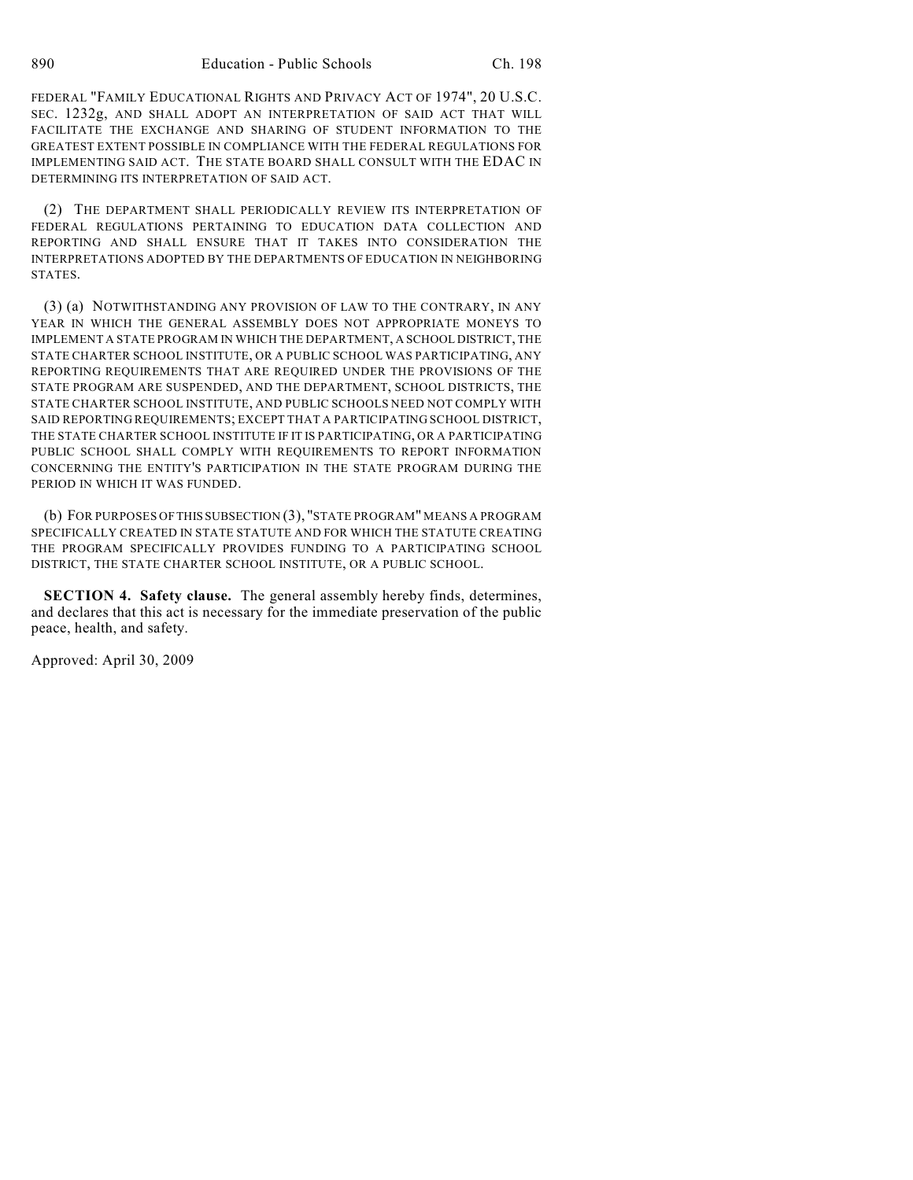FEDERAL "FAMILY EDUCATIONAL RIGHTS AND PRIVACY ACT OF 1974", 20 U.S.C. SEC. 1232g, AND SHALL ADOPT AN INTERPRETATION OF SAID ACT THAT WILL FACILITATE THE EXCHANGE AND SHARING OF STUDENT INFORMATION TO THE GREATEST EXTENT POSSIBLE IN COMPLIANCE WITH THE FEDERAL REGULATIONS FOR IMPLEMENTING SAID ACT. THE STATE BOARD SHALL CONSULT WITH THE EDAC IN DETERMINING ITS INTERPRETATION OF SAID ACT.

(2) THE DEPARTMENT SHALL PERIODICALLY REVIEW ITS INTERPRETATION OF FEDERAL REGULATIONS PERTAINING TO EDUCATION DATA COLLECTION AND REPORTING AND SHALL ENSURE THAT IT TAKES INTO CONSIDERATION THE INTERPRETATIONS ADOPTED BY THE DEPARTMENTS OF EDUCATION IN NEIGHBORING STATES.

(3) (a) NOTWITHSTANDING ANY PROVISION OF LAW TO THE CONTRARY, IN ANY YEAR IN WHICH THE GENERAL ASSEMBLY DOES NOT APPROPRIATE MONEYS TO IMPLEMENT A STATE PROGRAM IN WHICH THE DEPARTMENT, A SCHOOL DISTRICT, THE STATE CHARTER SCHOOL INSTITUTE, OR A PUBLIC SCHOOL WAS PARTICIPATING, ANY REPORTING REQUIREMENTS THAT ARE REQUIRED UNDER THE PROVISIONS OF THE STATE PROGRAM ARE SUSPENDED, AND THE DEPARTMENT, SCHOOL DISTRICTS, THE STATE CHARTER SCHOOL INSTITUTE, AND PUBLIC SCHOOLS NEED NOT COMPLY WITH SAID REPORTING REQUIREMENTS; EXCEPT THAT A PARTICIPATING SCHOOL DISTRICT, THE STATE CHARTER SCHOOL INSTITUTE IF IT IS PARTICIPATING, OR A PARTICIPATING PUBLIC SCHOOL SHALL COMPLY WITH REQUIREMENTS TO REPORT INFORMATION CONCERNING THE ENTITY'S PARTICIPATION IN THE STATE PROGRAM DURING THE PERIOD IN WHICH IT WAS FUNDED.

(b) FOR PURPOSES OF THIS SUBSECTION (3), "STATE PROGRAM" MEANS A PROGRAM SPECIFICALLY CREATED IN STATE STATUTE AND FOR WHICH THE STATUTE CREATING THE PROGRAM SPECIFICALLY PROVIDES FUNDING TO A PARTICIPATING SCHOOL DISTRICT, THE STATE CHARTER SCHOOL INSTITUTE, OR A PUBLIC SCHOOL.

**SECTION 4. Safety clause.** The general assembly hereby finds, determines, and declares that this act is necessary for the immediate preservation of the public peace, health, and safety.

Approved: April 30, 2009